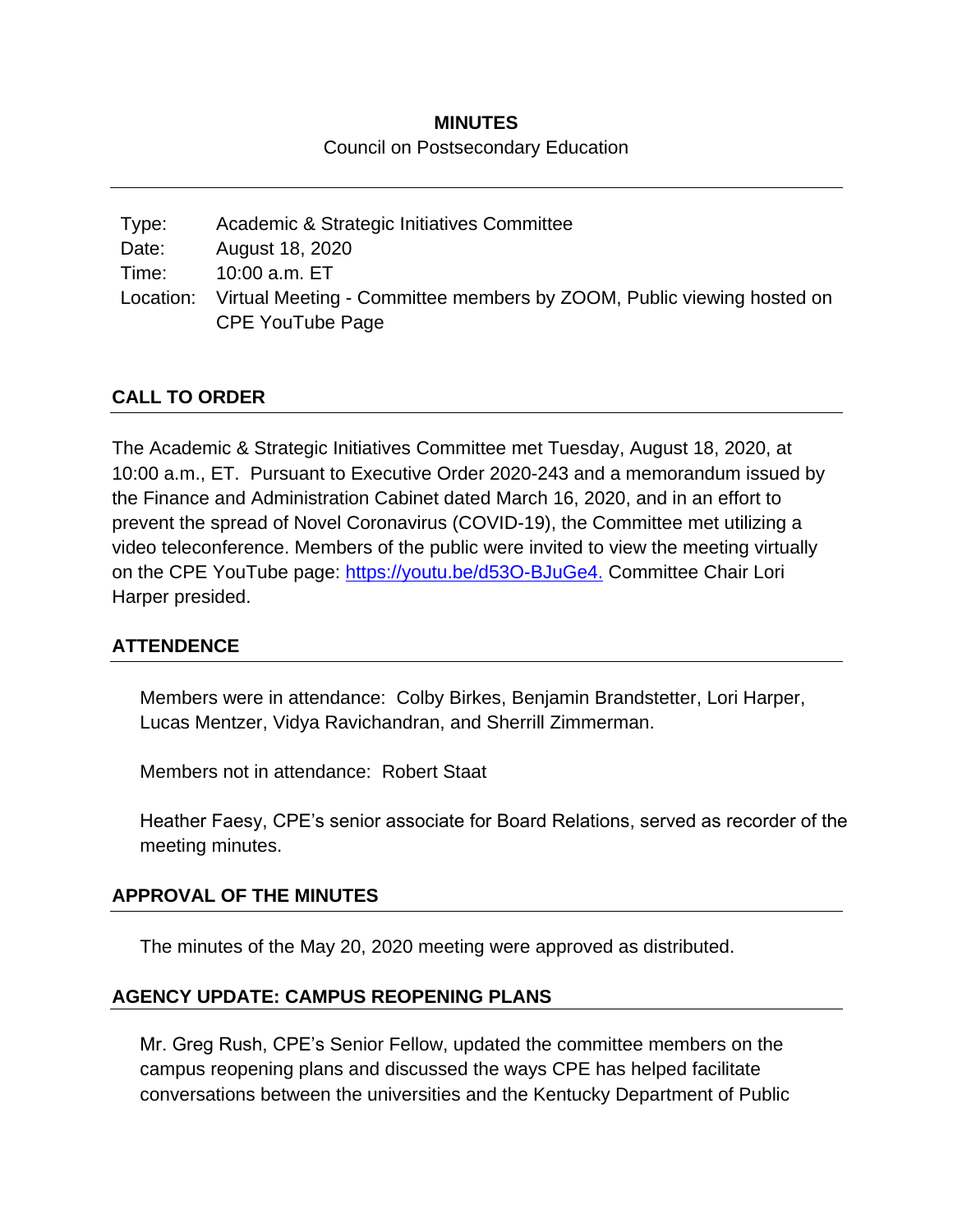**MINUTES**

Council on Postsecondary Education

---

| | |
|---|---|
| Type: | Academic & Strategic Initiatives Committee |
| Date: | August 18, 2020 |
| Time: | 10:00 a.m. ET |
| Location: | Virtual Meeting - Committee members by ZOOM, Public viewing hosted on CPE YouTube Page |

## CALL TO ORDER

The Academic & Strategic Initiatives Committee met Tuesday, August 18, 2020, at 10:00 a.m., ET. Pursuant to Executive Order 2020-243 and a memorandum issued by the Finance and Administration Cabinet dated March 16, 2020, and in an effort to prevent the spread of Novel Coronavirus (COVID-19), the Committee met utilizing a video teleconference. Members of the public were invited to view the meeting virtually on the CPE YouTube page: https://youtu.be/d53O-BJuGe4. Committee Chair Lori Harper presided.

## ATTENDENCE

Members were in attendance: Colby Birkes, Benjamin Brandstetter, Lori Harper, Lucas Mentzer, Vidya Ravichandran, and Sherrill Zimmerman.

Members not in attendance: Robert Staat

Heather Faesy, CPE's senior associate for Board Relations, served as recorder of the meeting minutes.

## APPROVAL OF THE MINUTES

The minutes of the May 20, 2020 meeting were approved as distributed.

## AGENCY UPDATE: CAMPUS REOPENING PLANS

Mr. Greg Rush, CPE's Senior Fellow, updated the committee members on the campus reopening plans and discussed the ways CPE has helped facilitate conversations between the universities and the Kentucky Department of Public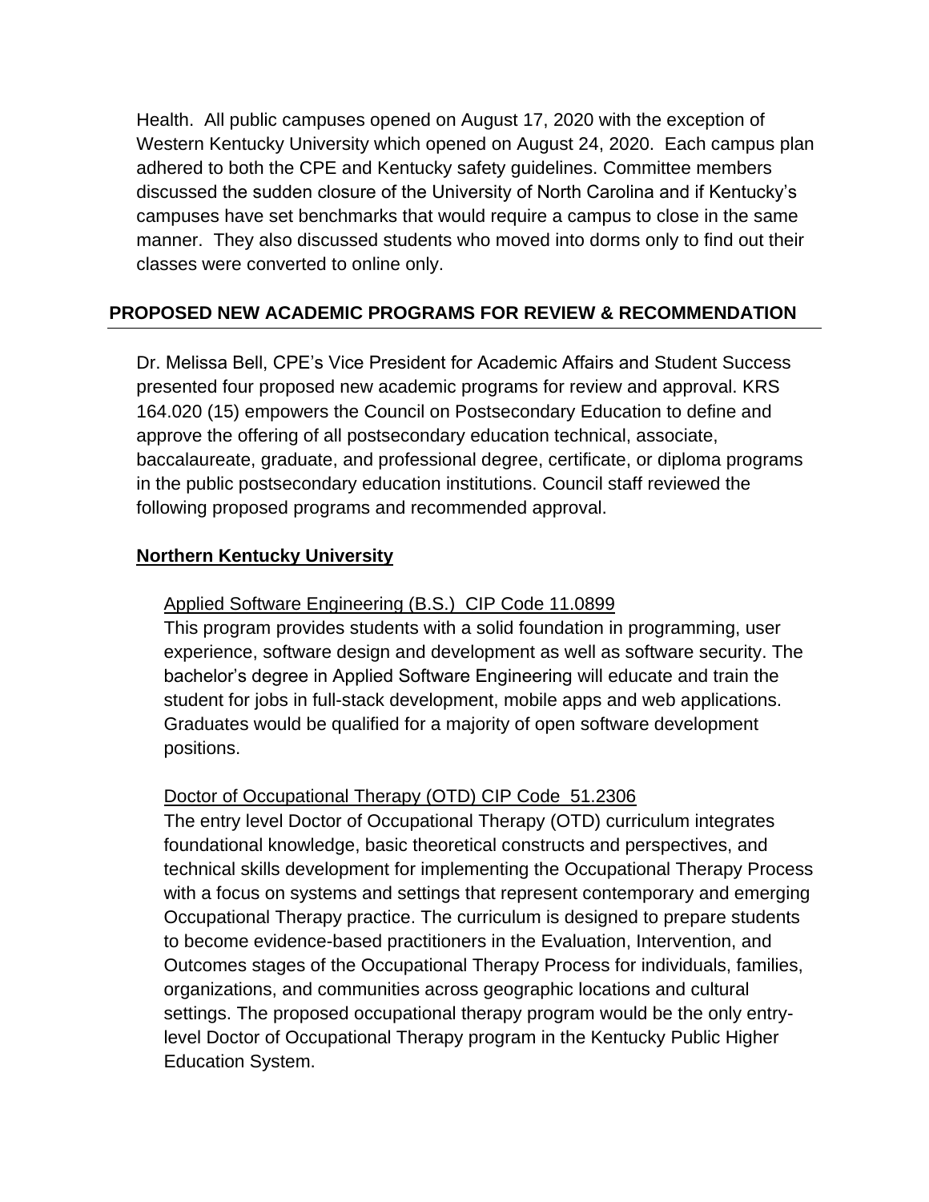Health. All public campuses opened on August 17, 2020 with the exception of Western Kentucky University which opened on August 24, 2020. Each campus plan adhered to both the CPE and Kentucky safety guidelines. Committee members discussed the sudden closure of the University of North Carolina and if Kentucky's campuses have set benchmarks that would require a campus to close in the same manner. They also discussed students who moved into dorms only to find out their classes were converted to online only.

## PROPOSED NEW ACADEMIC PROGRAMS FOR REVIEW & RECOMMENDATION

Dr. Melissa Bell, CPE's Vice President for Academic Affairs and Student Success presented four proposed new academic programs for review and approval. KRS 164.020 (15) empowers the Council on Postsecondary Education to define and approve the offering of all postsecondary education technical, associate, baccalaureate, graduate, and professional degree, certificate, or diploma programs in the public postsecondary education institutions. Council staff reviewed the following proposed programs and recommended approval.

### Northern Kentucky University

Applied Software Engineering (B.S.) CIP Code 11.0899

This program provides students with a solid foundation in programming, user experience, software design and development as well as software security. The bachelor's degree in Applied Software Engineering will educate and train the student for jobs in full-stack development, mobile apps and web applications. Graduates would be qualified for a majority of open software development positions.

Doctor of Occupational Therapy (OTD) CIP Code 51.2306

The entry level Doctor of Occupational Therapy (OTD) curriculum integrates foundational knowledge, basic theoretical constructs and perspectives, and technical skills development for implementing the Occupational Therapy Process with a focus on systems and settings that represent contemporary and emerging Occupational Therapy practice. The curriculum is designed to prepare students to become evidence-based practitioners in the Evaluation, Intervention, and Outcomes stages of the Occupational Therapy Process for individuals, families, organizations, and communities across geographic locations and cultural settings. The proposed occupational therapy program would be the only entry-level Doctor of Occupational Therapy program in the Kentucky Public Higher Education System.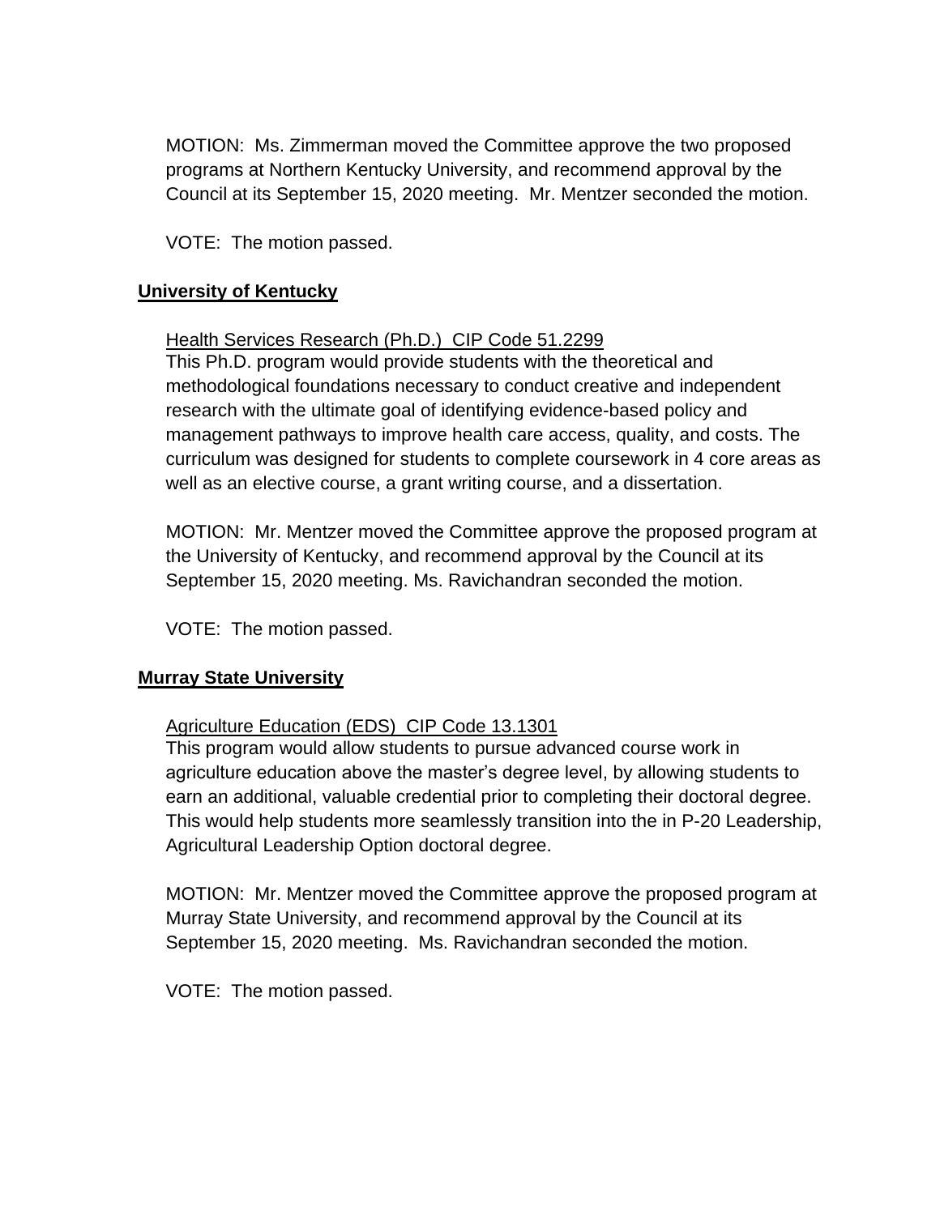MOTION: Ms. Zimmerman moved the Committee approve the two proposed programs at Northern Kentucky University, and recommend approval by the Council at its September 15, 2020 meeting. Mr. Mentzer seconded the motion.

VOTE: The motion passed.

**University of Kentucky**

Health Services Research (Ph.D.) CIP Code 51.2299

This Ph.D. program would provide students with the theoretical and methodological foundations necessary to conduct creative and independent research with the ultimate goal of identifying evidence-based policy and management pathways to improve health care access, quality, and costs. The curriculum was designed for students to complete coursework in 4 core areas as well as an elective course, a grant writing course, and a dissertation.

MOTION: Mr. Mentzer moved the Committee approve the proposed program at the University of Kentucky, and recommend approval by the Council at its September 15, 2020 meeting. Ms. Ravichandran seconded the motion.

VOTE: The motion passed.

**Murray State University**

Agriculture Education (EDS) CIP Code 13.1301

This program would allow students to pursue advanced course work in agriculture education above the master's degree level, by allowing students to earn an additional, valuable credential prior to completing their doctoral degree. This would help students more seamlessly transition into the in P-20 Leadership, Agricultural Leadership Option doctoral degree.

MOTION: Mr. Mentzer moved the Committee approve the proposed program at Murray State University, and recommend approval by the Council at its September 15, 2020 meeting. Ms. Ravichandran seconded the motion.

VOTE: The motion passed.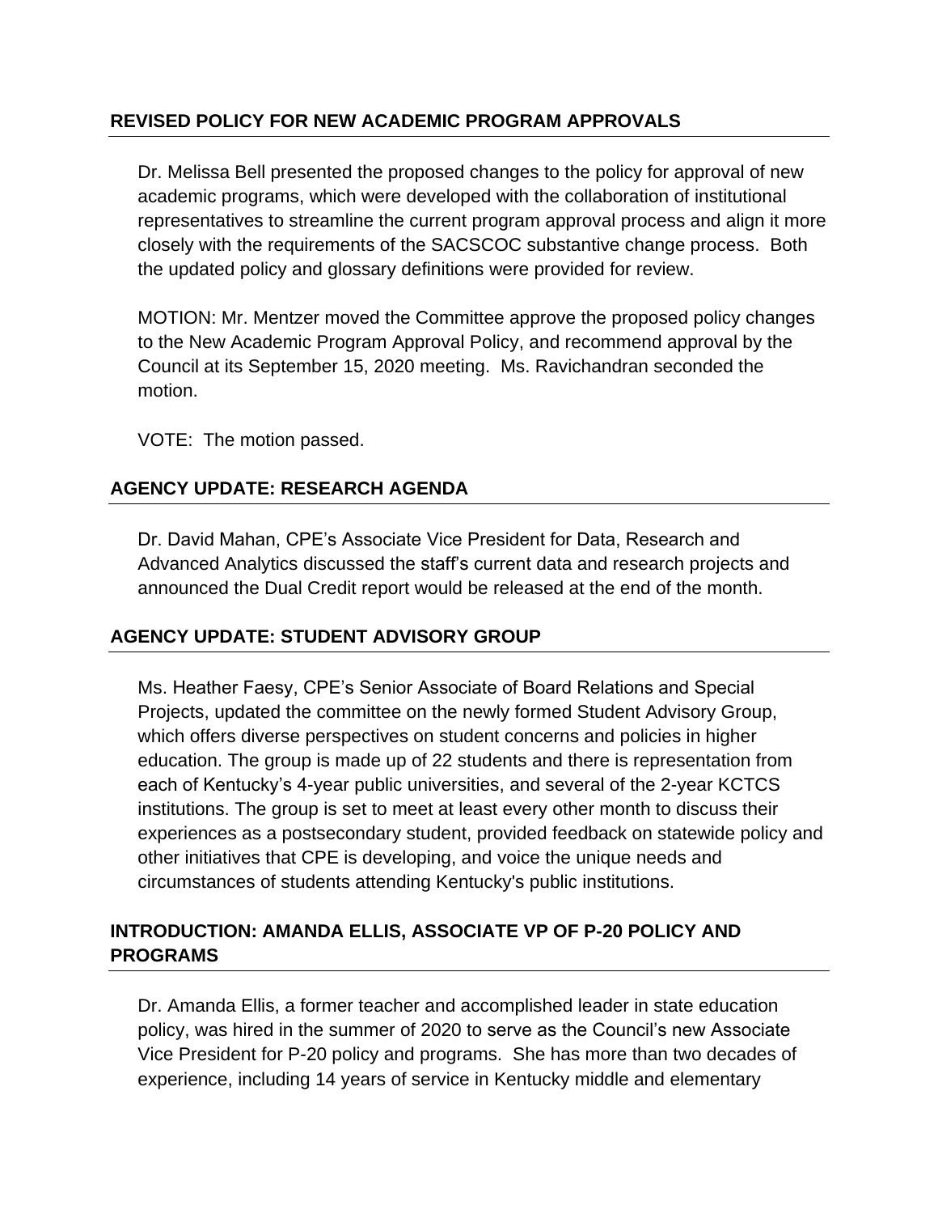## REVISED POLICY FOR NEW ACADEMIC PROGRAM APPROVALS

Dr. Melissa Bell presented the proposed changes to the policy for approval of new academic programs, which were developed with the collaboration of institutional representatives to streamline the current program approval process and align it more closely with the requirements of the SACSCOC substantive change process. Both the updated policy and glossary definitions were provided for review.

MOTION: Mr. Mentzer moved the Committee approve the proposed policy changes to the New Academic Program Approval Policy, and recommend approval by the Council at its September 15, 2020 meeting. Ms. Ravichandran seconded the motion.

VOTE: The motion passed.

## AGENCY UPDATE: RESEARCH AGENDA

Dr. David Mahan, CPE's Associate Vice President for Data, Research and Advanced Analytics discussed the staff's current data and research projects and announced the Dual Credit report would be released at the end of the month.

## AGENCY UPDATE: STUDENT ADVISORY GROUP

Ms. Heather Faesy, CPE's Senior Associate of Board Relations and Special Projects, updated the committee on the newly formed Student Advisory Group, which offers diverse perspectives on student concerns and policies in higher education. The group is made up of 22 students and there is representation from each of Kentucky's 4-year public universities, and several of the 2-year KCTCS institutions. The group is set to meet at least every other month to discuss their experiences as a postsecondary student, provided feedback on statewide policy and other initiatives that CPE is developing, and voice the unique needs and circumstances of students attending Kentucky's public institutions.

## INTRODUCTION: AMANDA ELLIS, ASSOCIATE VP OF P-20 POLICY AND PROGRAMS

Dr. Amanda Ellis, a former teacher and accomplished leader in state education policy, was hired in the summer of 2020 to serve as the Council's new Associate Vice President for P-20 policy and programs. She has more than two decades of experience, including 14 years of service in Kentucky middle and elementary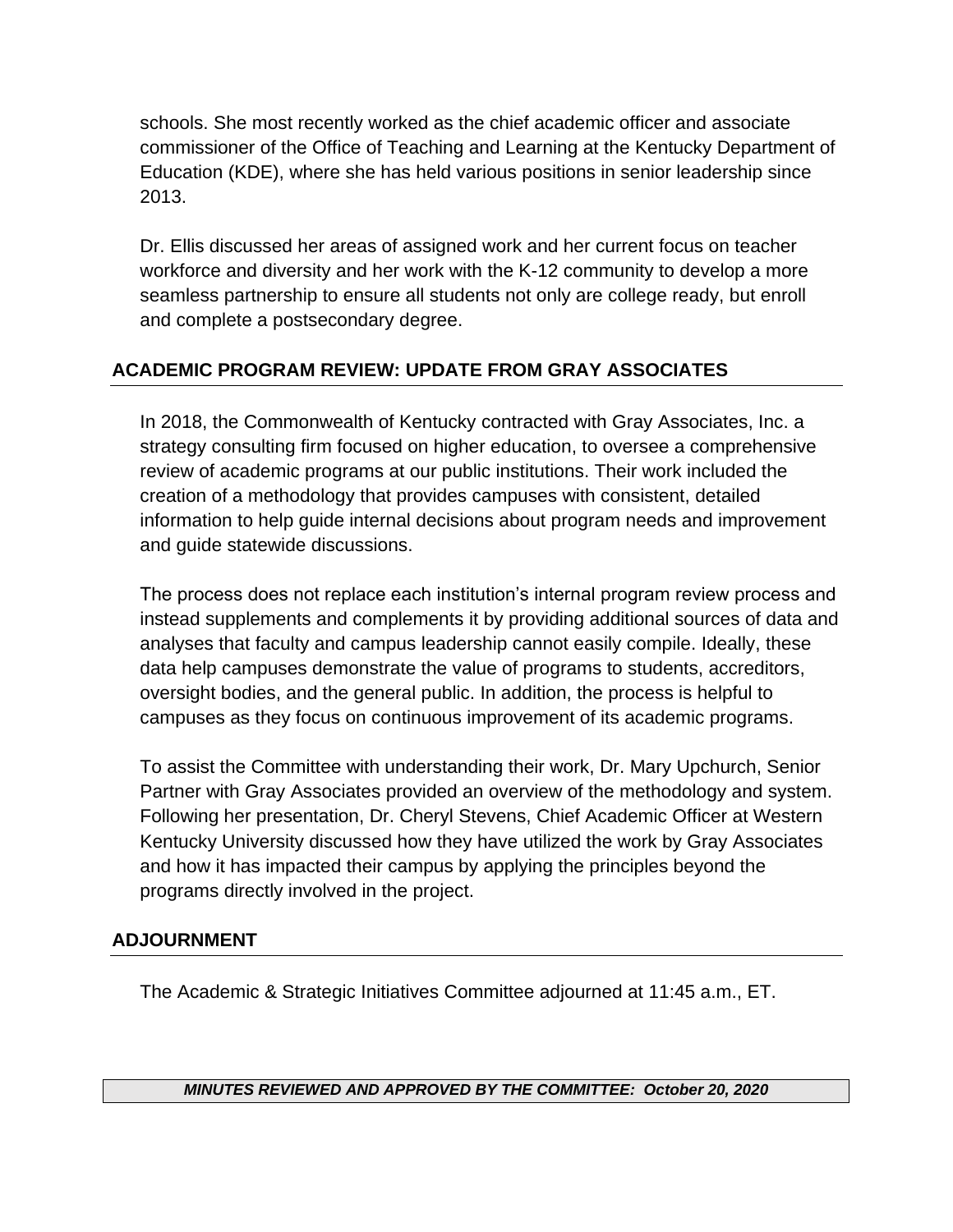schools. She most recently worked as the chief academic officer and associate commissioner of the Office of Teaching and Learning at the Kentucky Department of Education (KDE), where she has held various positions in senior leadership since 2013.

Dr. Ellis discussed her areas of assigned work and her current focus on teacher workforce and diversity and her work with the K-12 community to develop a more seamless partnership to ensure all students not only are college ready, but enroll and complete a postsecondary degree.

## ACADEMIC PROGRAM REVIEW: UPDATE FROM GRAY ASSOCIATES

In 2018, the Commonwealth of Kentucky contracted with Gray Associates, Inc. a strategy consulting firm focused on higher education, to oversee a comprehensive review of academic programs at our public institutions. Their work included the creation of a methodology that provides campuses with consistent, detailed information to help guide internal decisions about program needs and improvement and guide statewide discussions.

The process does not replace each institution's internal program review process and instead supplements and complements it by providing additional sources of data and analyses that faculty and campus leadership cannot easily compile. Ideally, these data help campuses demonstrate the value of programs to students, accreditors, oversight bodies, and the general public. In addition, the process is helpful to campuses as they focus on continuous improvement of its academic programs.

To assist the Committee with understanding their work, Dr. Mary Upchurch, Senior Partner with Gray Associates provided an overview of the methodology and system. Following her presentation, Dr. Cheryl Stevens, Chief Academic Officer at Western Kentucky University discussed how they have utilized the work by Gray Associates and how it has impacted their campus by applying the principles beyond the programs directly involved in the project.

## ADJOURNMENT

The Academic & Strategic Initiatives Committee adjourned at 11:45 a.m., ET.

***MINUTES REVIEWED AND APPROVED BY THE COMMITTEE: October 20, 2020***